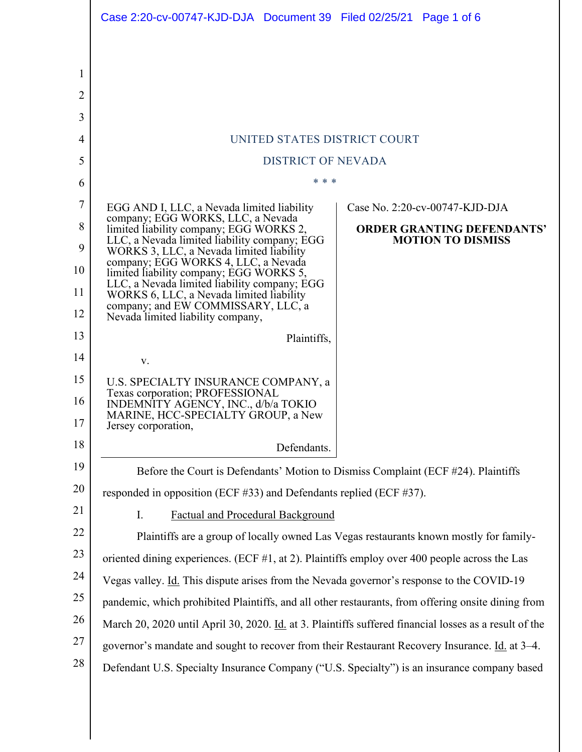UNITED STATES DISTRICT COURT

DISTRICT OF NEVADA

\* \* \*

EGG AND I, LLC, a Nevada limited liability company; EGG WORKS, LLC, a Nevada limited liability company; EGG WORKS 2, LLC, a Nevada limited liability company; EGG WORKS 3, LLC, a Nevada limited liability company; EGG WORKS 4, LLC, a Nevada limited liability company; EGG WORKS 5, LLC, a Nevada limited liability company; EGG WORKS 6, LLC, a Nevada limited liability company; and EW COMMISSARY, LLC, a Nevada limited liability company,

Plaintiffs,

v.

U.S. SPECIALTY INSURANCE COMPANY, a Texas corporation; PROFESSIONAL INDEMNITY AGENCY, INC., d/b/a TOKIO MARINE, HCC-SPECIALTY GROUP, a New Jersey corporation,

Defendants.

Case No. 2:20-cv-00747-KJD-DJA

**ORDER GRANTING DEFENDANTS' MOTION TO DISMISS**

Before the Court is Defendants' Motion to Dismiss Complaint (ECF #24). Plaintiffs responded in opposition (ECF #33) and Defendants replied (ECF #37).

## I. Factual and Procedural Background

Plaintiffs are a group of locally owned Las Vegas restaurants known mostly for family-oriented dining experiences. (ECF #1, at 2). Plaintiffs employ over 400 people across the Las Vegas valley. Id. This dispute arises from the Nevada governor's response to the COVID-19 pandemic, which prohibited Plaintiffs, and all other restaurants, from offering onsite dining from March 20, 2020 until April 30, 2020. Id. at 3. Plaintiffs suffered financial losses as a result of the governor's mandate and sought to recover from their Restaurant Recovery Insurance. Id. at 3–4. Defendant U.S. Specialty Insurance Company ("U.S. Specialty") is an insurance company based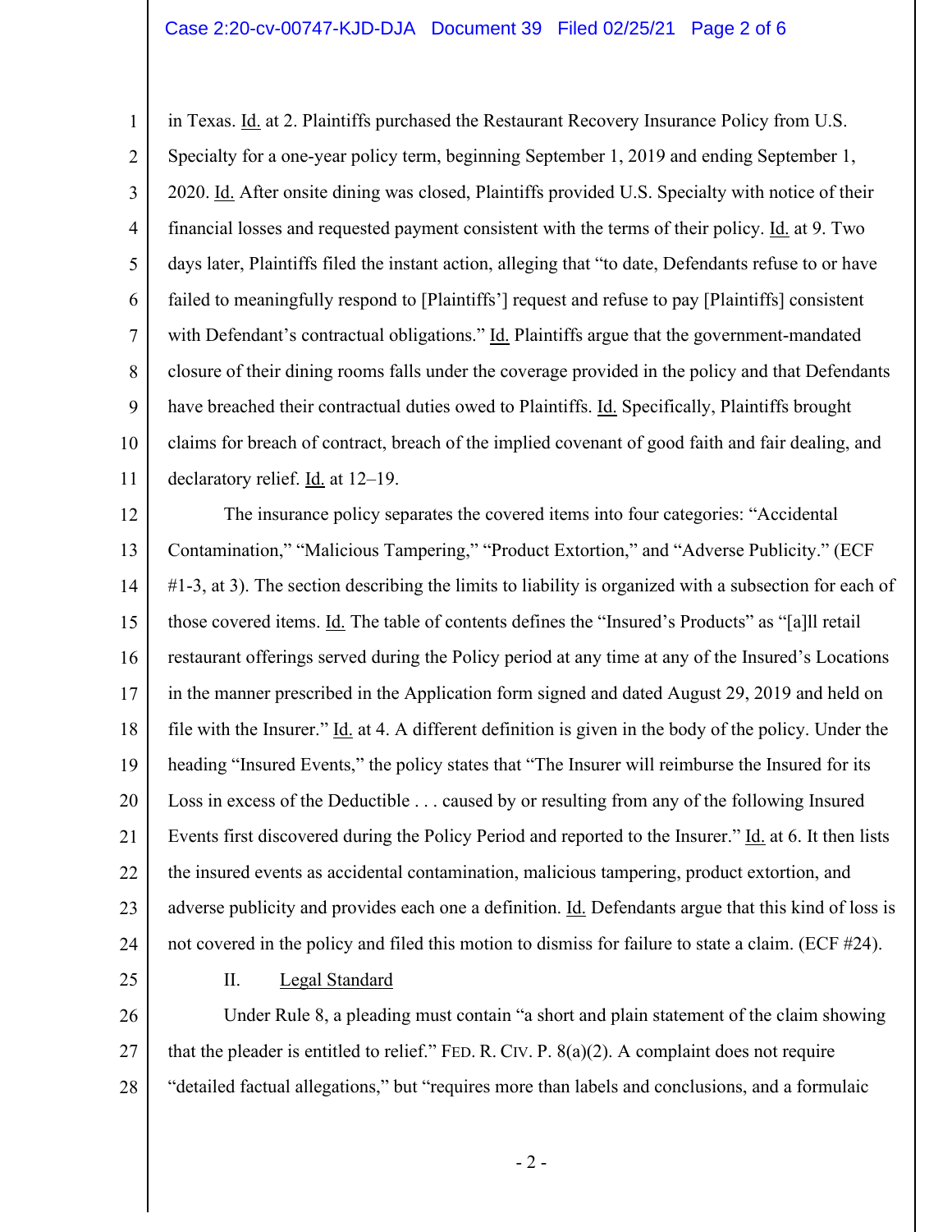in Texas. Id. at 2. Plaintiffs purchased the Restaurant Recovery Insurance Policy from U.S. Specialty for a one-year policy term, beginning September 1, 2019 and ending September 1, 2020. Id. After onsite dining was closed, Plaintiffs provided U.S. Specialty with notice of their financial losses and requested payment consistent with the terms of their policy. Id. at 9. Two days later, Plaintiffs filed the instant action, alleging that "to date, Defendants refuse to or have failed to meaningfully respond to [Plaintiffs'] request and refuse to pay [Plaintiffs] consistent with Defendant's contractual obligations." Id. Plaintiffs argue that the government-mandated closure of their dining rooms falls under the coverage provided in the policy and that Defendants have breached their contractual duties owed to Plaintiffs. Id. Specifically, Plaintiffs brought claims for breach of contract, breach of the implied covenant of good faith and fair dealing, and declaratory relief. Id. at 12–19.

The insurance policy separates the covered items into four categories: "Accidental Contamination," "Malicious Tampering," "Product Extortion," and "Adverse Publicity." (ECF #1-3, at 3). The section describing the limits to liability is organized with a subsection for each of those covered items. Id. The table of contents defines the "Insured's Products" as "[a]ll retail restaurant offerings served during the Policy period at any time at any of the Insured's Locations in the manner prescribed in the Application form signed and dated August 29, 2019 and held on file with the Insurer." Id. at 4. A different definition is given in the body of the policy. Under the heading "Insured Events," the policy states that "The Insurer will reimburse the Insured for its Loss in excess of the Deductible . . . caused by or resulting from any of the following Insured Events first discovered during the Policy Period and reported to the Insurer." Id. at 6. It then lists the insured events as accidental contamination, malicious tampering, product extortion, and adverse publicity and provides each one a definition. Id. Defendants argue that this kind of loss is not covered in the policy and filed this motion to dismiss for failure to state a claim. (ECF #24).

## II. Legal Standard

Under Rule 8, a pleading must contain "a short and plain statement of the claim showing that the pleader is entitled to relief." Fed. R. Civ. P. 8(a)(2). A complaint does not require "detailed factual allegations," but "requires more than labels and conclusions, and a formulaic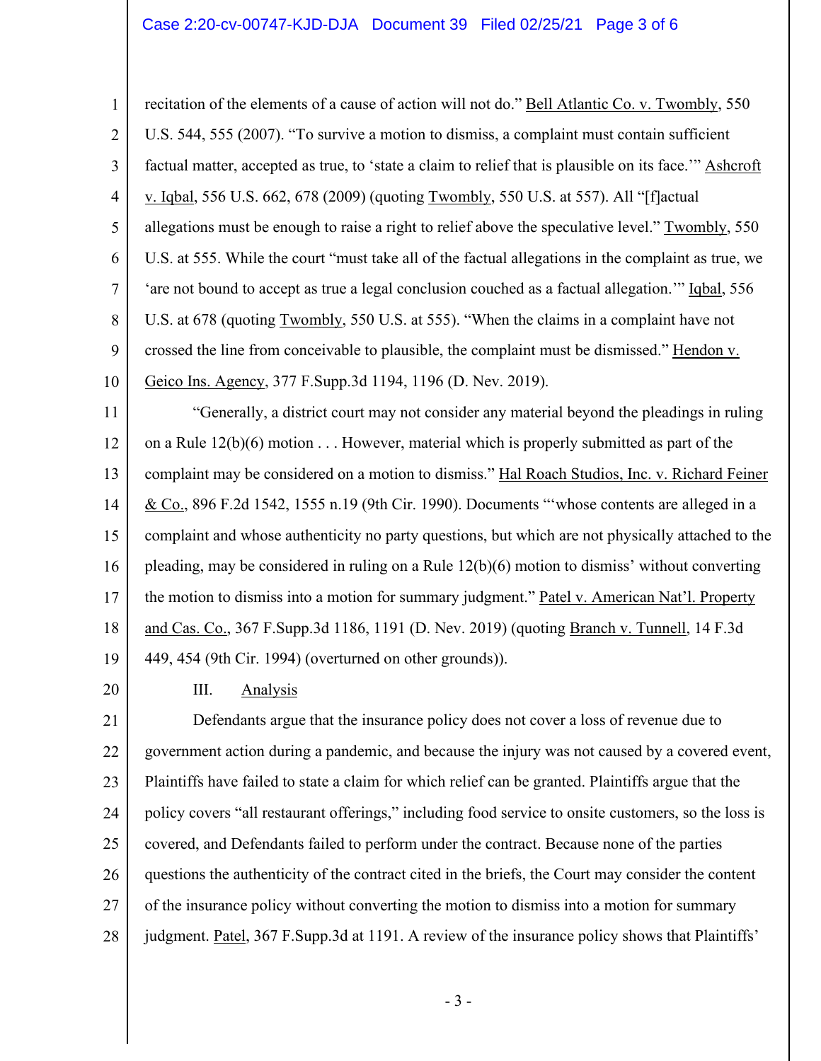recitation of the elements of a cause of action will not do." Bell Atlantic Co. v. Twombly, 550 U.S. 544, 555 (2007). "To survive a motion to dismiss, a complaint must contain sufficient factual matter, accepted as true, to 'state a claim to relief that is plausible on its face.'" Ashcroft v. Iqbal, 556 U.S. 662, 678 (2009) (quoting Twombly, 550 U.S. at 557). All "[f]actual allegations must be enough to raise a right to relief above the speculative level." Twombly, 550 U.S. at 555. While the court "must take all of the factual allegations in the complaint as true, we 'are not bound to accept as true a legal conclusion couched as a factual allegation.'" Iqbal, 556 U.S. at 678 (quoting Twombly, 550 U.S. at 555). "When the claims in a complaint have not crossed the line from conceivable to plausible, the complaint must be dismissed." Hendon v. Geico Ins. Agency, 377 F.Supp.3d 1194, 1196 (D. Nev. 2019).

"Generally, a district court may not consider any material beyond the pleadings in ruling on a Rule 12(b)(6) motion . . . However, material which is properly submitted as part of the complaint may be considered on a motion to dismiss." Hal Roach Studios, Inc. v. Richard Feiner & Co., 896 F.2d 1542, 1555 n.19 (9th Cir. 1990). Documents "'whose contents are alleged in a complaint and whose authenticity no party questions, but which are not physically attached to the pleading, may be considered in ruling on a Rule 12(b)(6) motion to dismiss' without converting the motion to dismiss into a motion for summary judgment." Patel v. American Nat'l. Property and Cas. Co., 367 F.Supp.3d 1186, 1191 (D. Nev. 2019) (quoting Branch v. Tunnell, 14 F.3d 449, 454 (9th Cir. 1994) (overturned on other grounds)).

## III. Analysis

Defendants argue that the insurance policy does not cover a loss of revenue due to government action during a pandemic, and because the injury was not caused by a covered event, Plaintiffs have failed to state a claim for which relief can be granted. Plaintiffs argue that the policy covers "all restaurant offerings," including food service to onsite customers, so the loss is covered, and Defendants failed to perform under the contract. Because none of the parties questions the authenticity of the contract cited in the briefs, the Court may consider the content of the insurance policy without converting the motion to dismiss into a motion for summary judgment. Patel, 367 F.Supp.3d at 1191. A review of the insurance policy shows that Plaintiffs'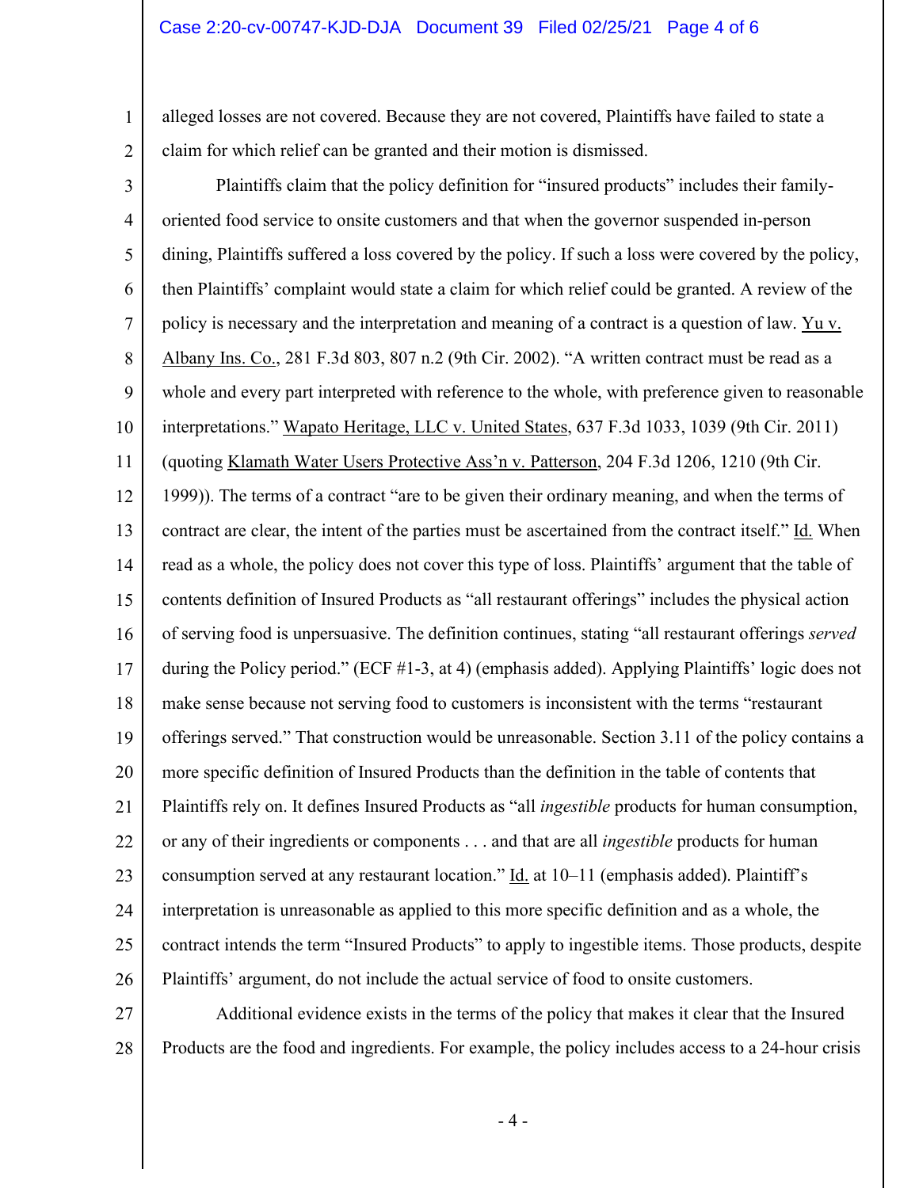alleged losses are not covered. Because they are not covered, Plaintiffs have failed to state a claim for which relief can be granted and their motion is dismissed.

Plaintiffs claim that the policy definition for "insured products" includes their family-oriented food service to onsite customers and that when the governor suspended in-person dining, Plaintiffs suffered a loss covered by the policy. If such a loss were covered by the policy, then Plaintiffs' complaint would state a claim for which relief could be granted. A review of the policy is necessary and the interpretation and meaning of a contract is a question of law. Yu v. Albany Ins. Co., 281 F.3d 803, 807 n.2 (9th Cir. 2002). "A written contract must be read as a whole and every part interpreted with reference to the whole, with preference given to reasonable interpretations." Wapato Heritage, LLC v. United States, 637 F.3d 1033, 1039 (9th Cir. 2011) (quoting Klamath Water Users Protective Ass'n v. Patterson, 204 F.3d 1206, 1210 (9th Cir. 1999)). The terms of a contract "are to be given their ordinary meaning, and when the terms of contract are clear, the intent of the parties must be ascertained from the contract itself." Id. When read as a whole, the policy does not cover this type of loss. Plaintiffs' argument that the table of contents definition of Insured Products as "all restaurant offerings" includes the physical action of serving food is unpersuasive. The definition continues, stating "all restaurant offerings *served* during the Policy period." (ECF #1-3, at 4) (emphasis added). Applying Plaintiffs' logic does not make sense because not serving food to customers is inconsistent with the terms "restaurant offerings served." That construction would be unreasonable. Section 3.11 of the policy contains a more specific definition of Insured Products than the definition in the table of contents that Plaintiffs rely on. It defines Insured Products as "all *ingestible* products for human consumption, or any of their ingredients or components . . . and that are all *ingestible* products for human consumption served at any restaurant location." Id. at 10–11 (emphasis added). Plaintiff's interpretation is unreasonable as applied to this more specific definition and as a whole, the contract intends the term "Insured Products" to apply to ingestible items. Those products, despite Plaintiffs' argument, do not include the actual service of food to onsite customers.

Additional evidence exists in the terms of the policy that makes it clear that the Insured Products are the food and ingredients. For example, the policy includes access to a 24-hour crisis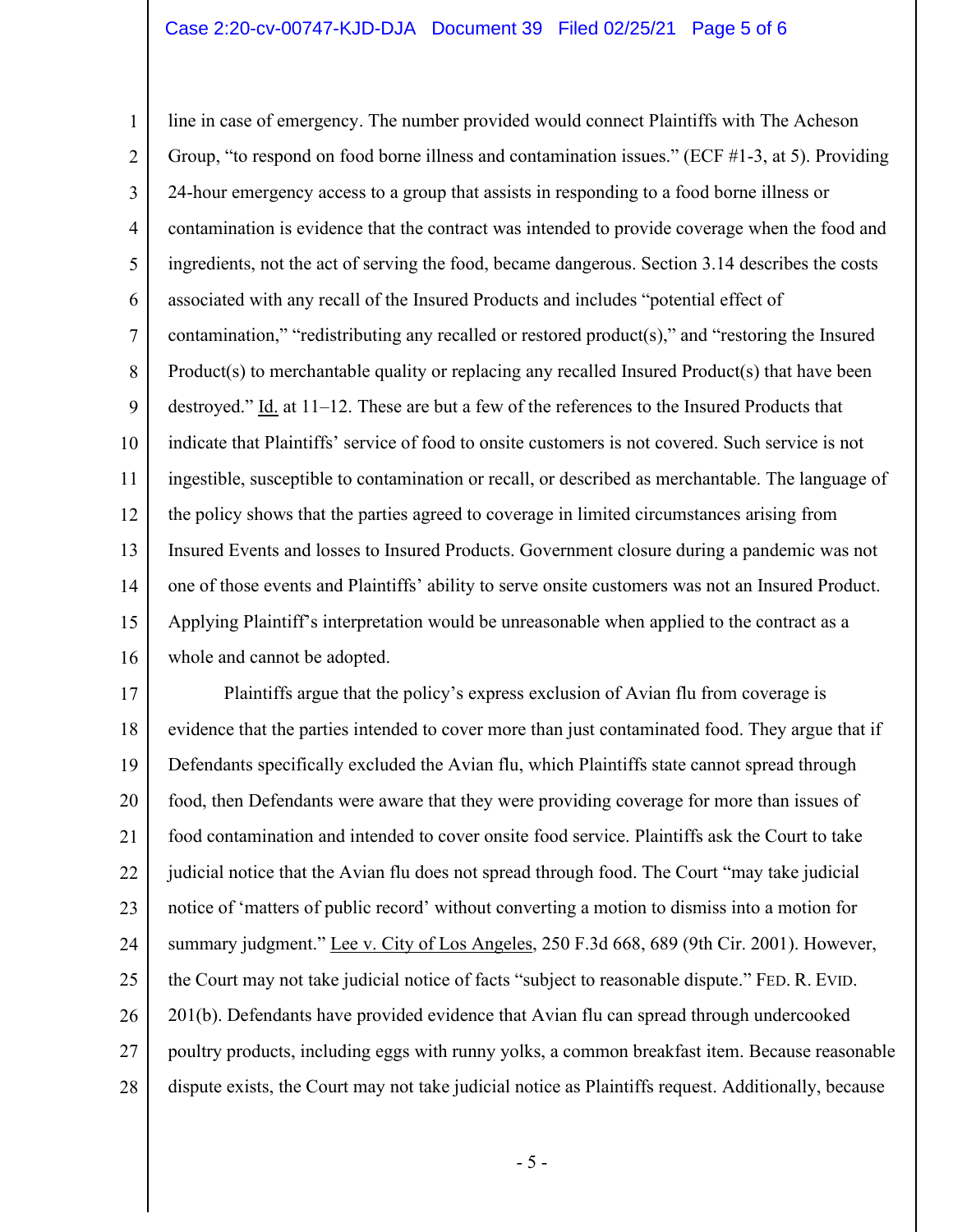line in case of emergency. The number provided would connect Plaintiffs with The Acheson Group, "to respond on food borne illness and contamination issues." (ECF #1-3, at 5). Providing 24-hour emergency access to a group that assists in responding to a food borne illness or contamination is evidence that the contract was intended to provide coverage when the food and ingredients, not the act of serving the food, became dangerous. Section 3.14 describes the costs associated with any recall of the Insured Products and includes "potential effect of contamination," "redistributing any recalled or restored product(s)," and "restoring the Insured Product(s) to merchantable quality or replacing any recalled Insured Product(s) that have been destroyed." Id. at 11–12. These are but a few of the references to the Insured Products that indicate that Plaintiffs' service of food to onsite customers is not covered. Such service is not ingestible, susceptible to contamination or recall, or described as merchantable. The language of the policy shows that the parties agreed to coverage in limited circumstances arising from Insured Events and losses to Insured Products. Government closure during a pandemic was not one of those events and Plaintiffs' ability to serve onsite customers was not an Insured Product. Applying Plaintiff's interpretation would be unreasonable when applied to the contract as a whole and cannot be adopted.

Plaintiffs argue that the policy's express exclusion of Avian flu from coverage is evidence that the parties intended to cover more than just contaminated food. They argue that if Defendants specifically excluded the Avian flu, which Plaintiffs state cannot spread through food, then Defendants were aware that they were providing coverage for more than issues of food contamination and intended to cover onsite food service. Plaintiffs ask the Court to take judicial notice that the Avian flu does not spread through food. The Court "may take judicial notice of 'matters of public record' without converting a motion to dismiss into a motion for summary judgment." Lee v. City of Los Angeles, 250 F.3d 668, 689 (9th Cir. 2001). However, the Court may not take judicial notice of facts "subject to reasonable dispute." Fed. R. Evid. 201(b). Defendants have provided evidence that Avian flu can spread through undercooked poultry products, including eggs with runny yolks, a common breakfast item. Because reasonable dispute exists, the Court may not take judicial notice as Plaintiffs request. Additionally, because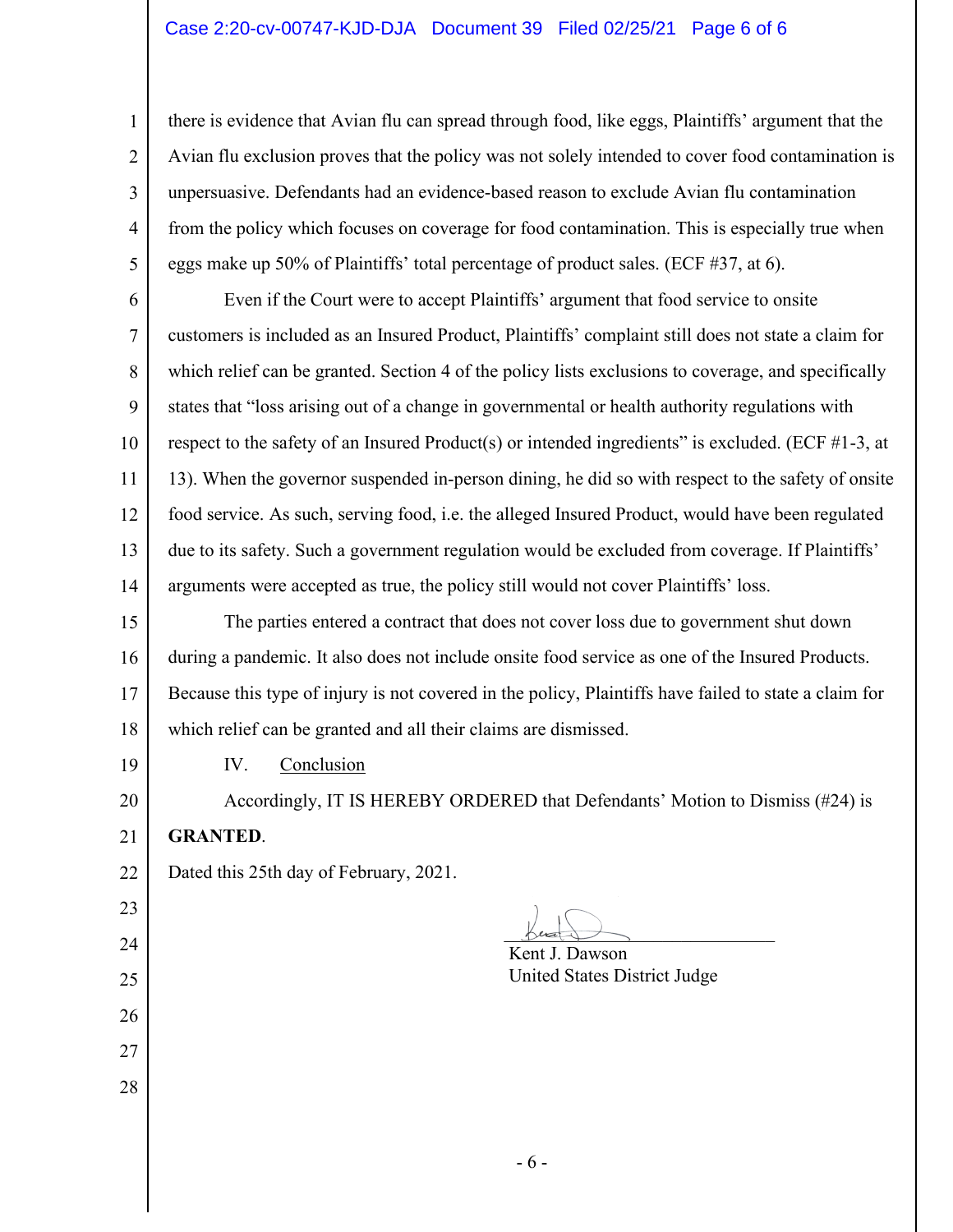there is evidence that Avian flu can spread through food, like eggs, Plaintiffs' argument that the Avian flu exclusion proves that the policy was not solely intended to cover food contamination is unpersuasive. Defendants had an evidence-based reason to exclude Avian flu contamination from the policy which focuses on coverage for food contamination. This is especially true when eggs make up 50% of Plaintiffs' total percentage of product sales. (ECF #37, at 6).

Even if the Court were to accept Plaintiffs' argument that food service to onsite customers is included as an Insured Product, Plaintiffs' complaint still does not state a claim for which relief can be granted. Section 4 of the policy lists exclusions to coverage, and specifically states that "loss arising out of a change in governmental or health authority regulations with respect to the safety of an Insured Product(s) or intended ingredients" is excluded. (ECF #1-3, at 13). When the governor suspended in-person dining, he did so with respect to the safety of onsite food service. As such, serving food, i.e. the alleged Insured Product, would have been regulated due to its safety. Such a government regulation would be excluded from coverage. If Plaintiffs' arguments were accepted as true, the policy still would not cover Plaintiffs' loss.

The parties entered a contract that does not cover loss due to government shut down during a pandemic. It also does not include onsite food service as one of the Insured Products. Because this type of injury is not covered in the policy, Plaintiffs have failed to state a claim for which relief can be granted and all their claims are dismissed.

IV. Conclusion

Accordingly, IT IS HEREBY ORDERED that Defendants' Motion to Dismiss (#24) is **GRANTED**.

Dated this 25th day of February, 2021.

Kent J. Dawson
United States District Judge